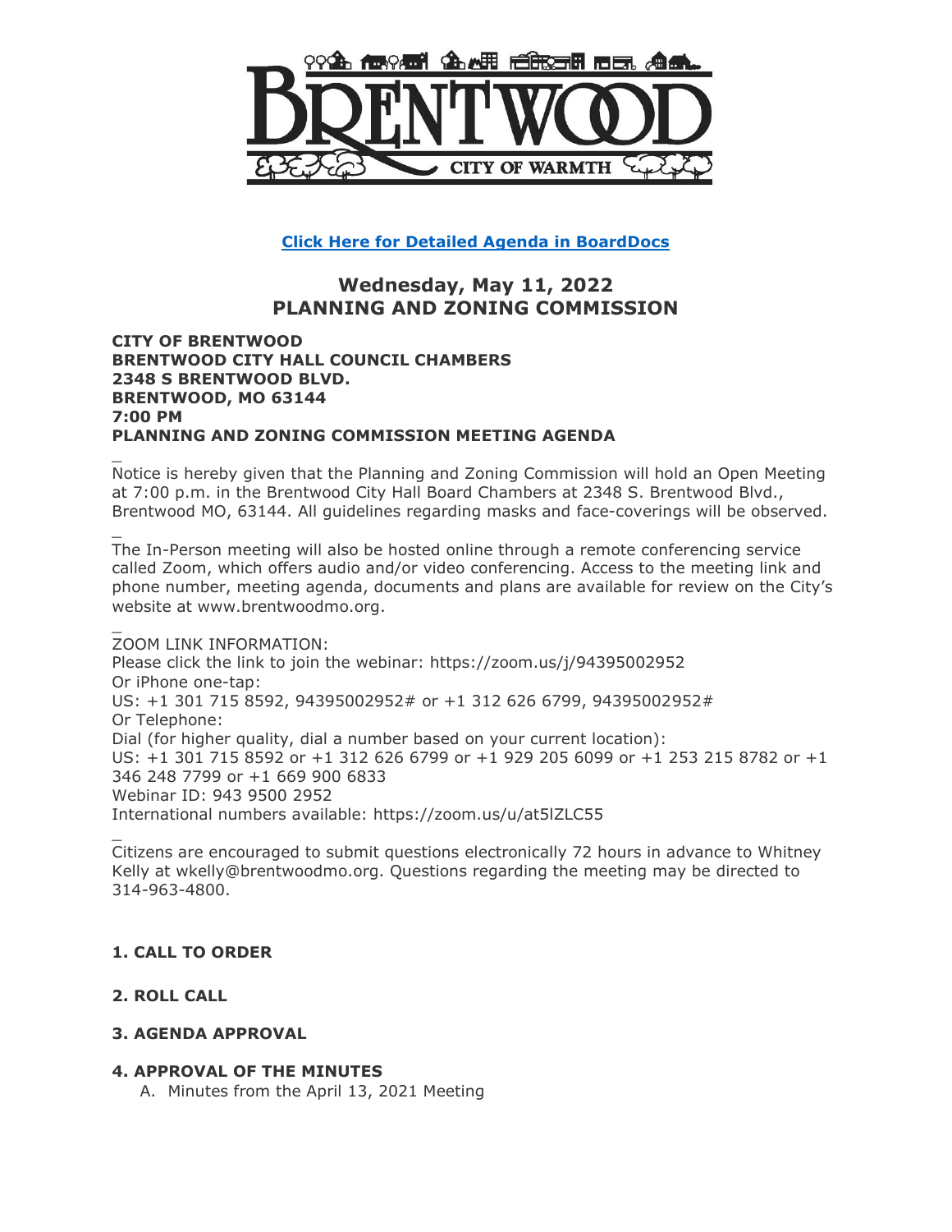**[Click Here for Detailed Agenda in BoardDocs]()**

## Wednesday, May 11, 2022
## PLANNING AND ZONING COMMISSION

**CITY OF BRENTWOOD**
**BRENTWOOD CITY HALL COUNCIL CHAMBERS**
**2348 S BRENTWOOD BLVD.**
**BRENTWOOD, MO 63144**
**7:00 PM**
**PLANNING AND ZONING COMMISSION MEETING AGENDA**

_
Notice is hereby given that the Planning and Zoning Commission will hold an Open Meeting at 7:00 p.m. in the Brentwood City Hall Board Chambers at 2348 S. Brentwood Blvd., Brentwood MO, 63144. All guidelines regarding masks and face-coverings will be observed.

_
The In-Person meeting will also be hosted online through a remote conferencing service called Zoom, which offers audio and/or video conferencing. Access to the meeting link and phone number, meeting agenda, documents and plans are available for review on the City's website at www.brentwoodmo.org.

_
ZOOM LINK INFORMATION:
Please click the link to join the webinar: https://zoom.us/j/94395002952
Or iPhone one-tap:
US: +1 301 715 8592, 94395002952# or +1 312 626 6799, 94395002952#
Or Telephone:
Dial (for higher quality, dial a number based on your current location):
US: +1 301 715 8592 or +1 312 626 6799 or +1 929 205 6099 or +1 253 215 8782 or +1 346 248 7799 or +1 669 900 6833
Webinar ID: 943 9500 2952
International numbers available: https://zoom.us/u/at5lZLC55

_
Citizens are encouraged to submit questions electronically 72 hours in advance to Whitney Kelly at wkelly@brentwoodmo.org. Questions regarding the meeting may be directed to 314-963-4800.

### 1. CALL TO ORDER

### 2. ROLL CALL

### 3. AGENDA APPROVAL

### 4. APPROVAL OF THE MINUTES

A. Minutes from the April 13, 2021 Meeting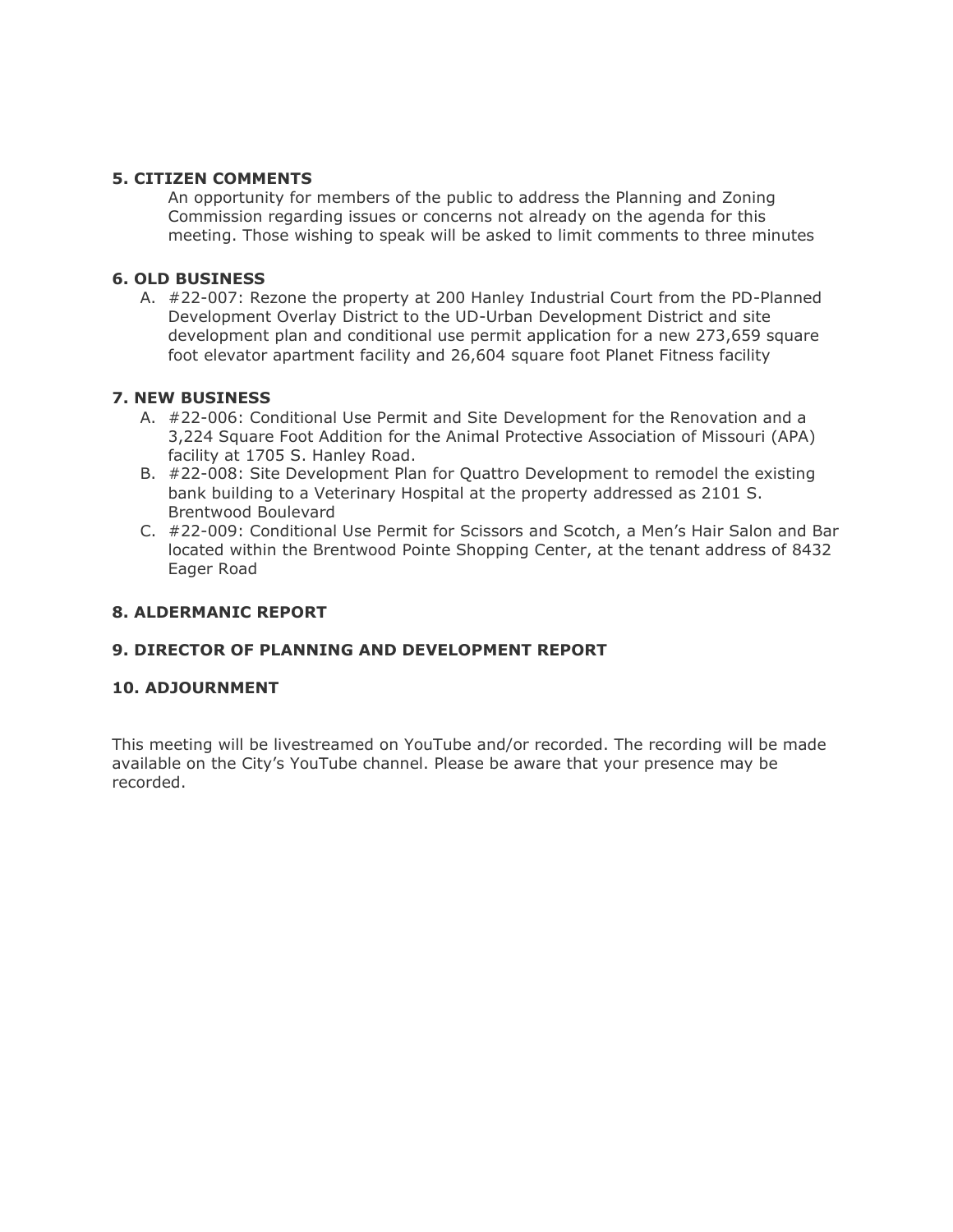## 5. CITIZEN COMMENTS

An opportunity for members of the public to address the Planning and Zoning Commission regarding issues or concerns not already on the agenda for this meeting. Those wishing to speak will be asked to limit comments to three minutes

## 6. OLD BUSINESS

A. #22-007: Rezone the property at 200 Hanley Industrial Court from the PD-Planned Development Overlay District to the UD-Urban Development District and site development plan and conditional use permit application for a new 273,659 square foot elevator apartment facility and 26,604 square foot Planet Fitness facility

## 7. NEW BUSINESS

A. #22-006: Conditional Use Permit and Site Development for the Renovation and a 3,224 Square Foot Addition for the Animal Protective Association of Missouri (APA) facility at 1705 S. Hanley Road.

B. #22-008: Site Development Plan for Quattro Development to remodel the existing bank building to a Veterinary Hospital at the property addressed as 2101 S. Brentwood Boulevard

C. #22-009: Conditional Use Permit for Scissors and Scotch, a Men's Hair Salon and Bar located within the Brentwood Pointe Shopping Center, at the tenant address of 8432 Eager Road

## 8. ALDERMANIC REPORT

## 9. DIRECTOR OF PLANNING AND DEVELOPMENT REPORT

## 10. ADJOURNMENT

This meeting will be livestreamed on YouTube and/or recorded. The recording will be made available on the City's YouTube channel. Please be aware that your presence may be recorded.